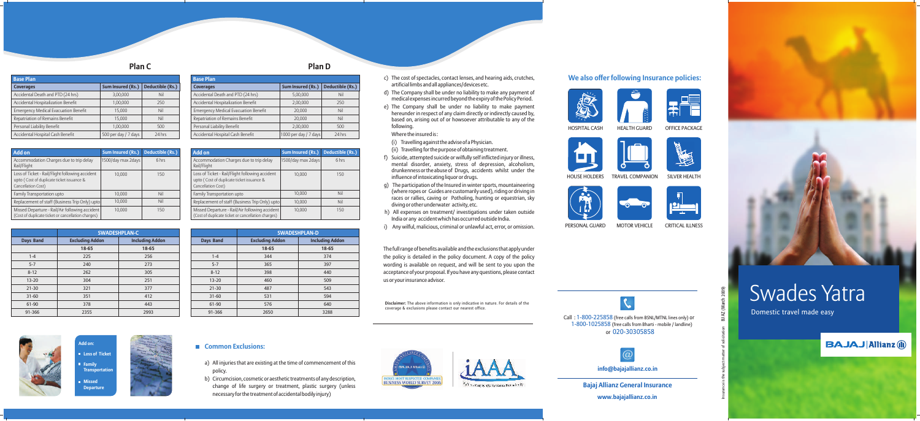## Plan C

| Base Plan | | |
|---|---|---|
| Coverages | Sum Insured (Rs.) | Deductible (Rs.) |
| Accidental Death and PTD (24 hrs) | 3,00,000 | Nil |
| Accidental Hospitalization Benefit | 1,00,000 | 250 |
| Emergency Medical Evacuation Benefit | 15,000 | Nil |
| Repatriation of Remains Benefit | 15,000 | Nil |
| Personal Liability Benefit | 1,00,000 | 500 |
| Accidental Hospital Cash Benefit | 500 per day / 7 days | 24 hrs |

| Add on | Sum Insured (Rs.) | Deductible (Rs.) |
|---|---|---|
| Accommodation Charges due to trip delay Rail/Flight | 1500/day max 2days | 6 hrs |
| Loss of Ticket - Rail/Flight following accident upto ( Cost of duplicate ticket issuance & Cancellation Cost) | 10,000 | 150 |
| Family Transportation upto | 10,000 | Nil |
| Replacement of staff (Business Trip Only) upto | 10,000 | Nil |
| Missed Departure - Rail/Air following accident (Cost of duplicate ticket or cancellation charges) | 10,000 | 150 |

| | SWADESHPLAN-C | |
|---|---|---|
| Days Band | Excluding Addon | Including Addon |
| | 18-65 | 18-65 |
| 1-4 | 225 | 256 |
| 5-7 | 240 | 273 |
| 8-12 | 262 | 305 |
| 13-20 | 304 | 251 |
| 21-30 | 321 | 377 |
| 31-60 | 351 | 412 |
| 61-90 | 378 | 443 |
| 91-366 | 2355 | 2993 |

## Plan D

| Base Plan | | |
|---|---|---|
| Coverages | Sum Insured (Rs.) | Deductible (Rs.) |
| Accidental Death and PTD (24 hrs) | 5,00,000 | Nil |
| Accidental Hospitalization Benefit | 2,00,000 | 250 |
| Emergency Medical Evacuation Benefit | 20,000 | Nil |
| Repatriation of Remains Benefit | 20,000 | Nil |
| Personal Liability Benefit | 2,00,000 | 500 |
| Accidental Hospital Cash Benefit | 1000 per day / 7 days | 24 hrs |

| Add on | Sum Insured (Rs.) | Deductible (Rs.) |
|---|---|---|
| Accommodation Charges due to trip delay Rail/Flight | 1500/day max 2days | 6 hrs |
| Loss of Ticket - Rail/Flight following accident upto ( Cost of duplicate ticket issuance & Cancellation Cost) | 10,000 | 150 |
| Family Transportation upto | 10,000 | Nil |
| Replacement of staff (Business Trip Only) upto | 10,000 | Nil |
| Missed Departure - Rail/Air following accident (Cost of duplicate ticket or cancellation charges) | 10,000 | 150 |

| | SWADESHPLAN-D | |
|---|---|---|
| Days Band | Excluding Addon | Including Addon |
| | 18-65 | 18-65 |
| 1-4 | 344 | 374 |
| 5-7 | 365 | 397 |
| 8-12 | 398 | 440 |
| 13-20 | 460 | 509 |
| 21-30 | 487 | 543 |
| 31-60 | 531 | 594 |
| 61-90 | 576 | 640 |
| 91-366 | 2650 | 3288 |

**Add on:**

- **Loss of Ticket**
- **Family Transportation**
- **Missed Departure**

### Common Exclusions:

a) All injuries that are existing at the time of commencement of this policy.

b) Circumcision, cosmetic or aesthetic treatments of any description, change of life surgery or treatment, plastic surgery (unless necessary for the treatment of accidental bodily injury)

c) The cost of spectacles, contact lenses, and hearing aids, crutches, artificial limbs and all appliances/devices etc.

d) The Company shall be under no liability to make any payment of medical expenses incurred beyond the expiry of the Policy Period.

e) The Company shall be under no liability to make payment hereunder in respect of any claim directly or indirectly caused by, based on, arising out of or howsoever attributable to any of the following.

Where the insured is :

(i) Travelling against the advise of a Physician.

(ii) Travelling for the purpose of obtaining treatment.

f) Suicide, attempted suicide or wilfully self inflicted injury or illness, mental disorder, anxiety, stress of depression, alcoholism, drunkenness or the abuse of Drugs, accidents whilst under the influence of intoxicating liquor or drugs.

g) The participation of the Insured in winter sports, mountaineering (where ropes or Guides are customarily used), riding or driving in races or rallies, caving or Potholing, hunting or equestrian, sky diving or other underwater activity, etc.

h) All expenses on treatment/ investigations under taken outside India or any accident which has occurred outside India.

i) Any wilful, malicious, criminal or unlawful act, error, or omission.

The full range of benefits available and the exclusions that apply under the policy is detailed in the policy document. A copy of the policy wording is available on request, and will be sent to you upon the acceptance of your proposal. If you have any questions, please contact us or your insurance advisor.

**Disclaimer:** The above information is only indicative in nature. For details of the coverage & exclusions please contact our nearest office.

INDIA'S MOST RESPECTED COMPANIES BUSINESS WORLD SURVEY 2006

iAAA

### We also offer following Insurance policies:

HOSPITAL CASH | HEALTH GUARD | OFFICE PACKAGE

HOUSE HOLDERS | TRAVEL COMPANION | SILVER HEALTH

PERSONAL GUARD | MOTOR VEHICLE | CRITICAL ILLNESS

Call : 1-800-225858 (free calls from BSNL/MTNL lines only) or 1-800-1025858 (free calls from Bharti - mobile / landline) or 020-30305858

**info@bajajallianz.co.in**

**Bajaj Allianz General Insurance**

**www.bajajallianz.co.in**

# Swades Yatra

Domestic travel made easy

**BAJAJ | Allianz**

Insurance is the subject matter of solicitation BJAZ (March 2009)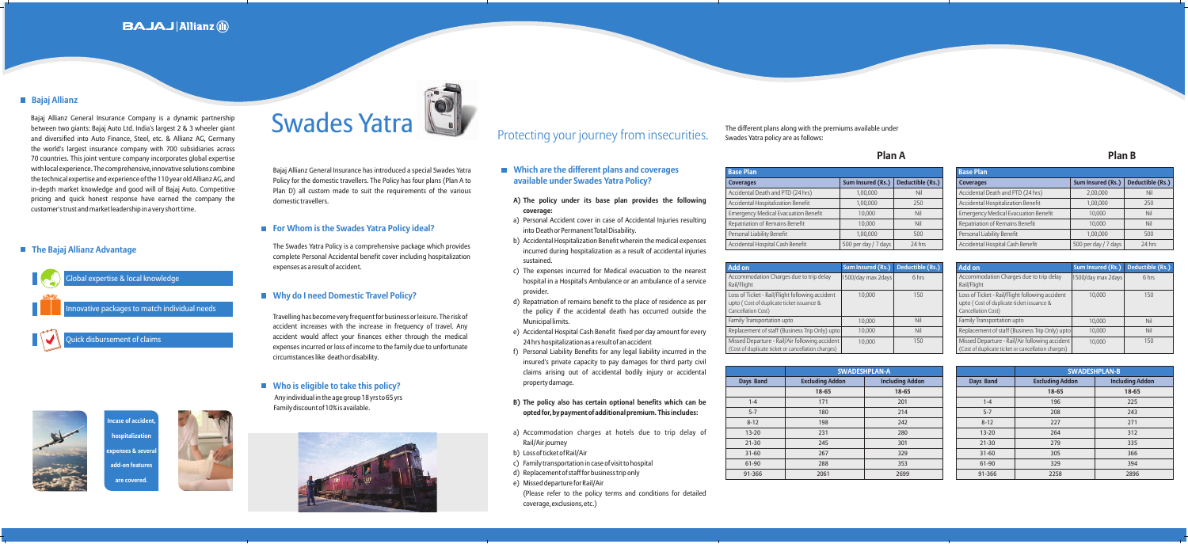## Bajaj Allianz

Bajaj Allianz General Insurance Company is a dynamic partnership between two giants: Bajaj Auto Ltd. India's largest 2 & 3 wheeler giant and diversified into Auto Finance, Steel, etc. & Allianz AG, Germany the world's largest insurance company with 700 subsidiaries across 70 countries. This joint venture company incorporates global expertise with local experience. The comprehensive, innovative solutions combine the technical expertise and experience of the 110 year old Allianz AG, and in-depth market knowledge and good will of Bajaj Auto. Competitive pricing and quick honest response have earned the company the customer's trust and market leadership in a very short time.

## The Bajaj Allianz Advantage

- Global expertise & local knowledge
- Innovative packages to match individual needs
- Quick disbursement of claims

Incase of accident, hospitalization expenses & several add-on features are covered.

# Swades Yatra

Bajaj Allianz General Insurance has introduced a special Swades Yatra Policy for the domestic travellers. The Policy has four plans (Plan A to Plan D) all custom made to suit the requirements of the various domestic travellers.

## For Whom is the Swades Yatra Policy ideal?

The Swades Yatra Policy is a comprehensive package which provides complete Personal Accidental benefit cover including hospitalization expenses as a result of accident.

## Why do I need Domestic Travel Policy?

Travelling has become very frequent for business or leisure. The risk of accident increases with the increase in frequency of travel. Any accident would affect your finances either through the medical expenses incurred or loss of income to the family due to unfortunate circumstances like death or disability.

## Who is eligible to take this policy?

Any individual in the age group 18 yrs to 65 yrs
Family discount of 10% is available.

# Protecting your journey from insecurities.

## Which are the different plans and coverages available under Swades Yatra Policy?

**A) The policy under its base plan provides the following coverage:**

a) Personal Accident cover in case of Accidental Injuries resulting into Death or Permanent Total Disability.
b) Accidental Hospitalization Benefit wherein the medical expenses incurred during hospitalization as a result of accidental injuries sustained.
c) The expenses incurred for Medical evacuation to the nearest hospital in a Hospital's Ambulance or an ambulance of a service provider.
d) Repatriation of remains benefit to the place of residence as per the policy if the accidental death has occurred outside the Municipal limits.
e) Accidental Hospital Cash Benefit fixed per day amount for every 24 hrs hospitalization as a result of an accident
f) Personal Liability Benefits for any legal liability incurred in the insured's private capacity to pay damages for third party civil claims arising out of accidental bodily injury or accidental property damage.

**B) The policy also has certain optional benefits which can be opted for, by payment of additional premium. This includes:**

a) Accommodation charges at hotels due to trip delay of Rail/Air journey
b) Loss of ticket of Rail/Air
c) Family transportation in case of visit to hospital
d) Replacement of staff for business trip only
e) Missed departure for Rail/Air

(Please refer to the policy terms and conditions for detailed coverage, exclusions, etc.)

The different plans along with the premiums available under Swades Yatra policy are as follows:

## Plan A

| Base Plan | | |
|---|---|---|
| **Coverages** | **Sum Insured (Rs.)** | **Deductible (Rs.)** |
| Accidental Death and PTD (24 hrs) | 1,00,000 | Nil |
| Accidental Hospitalization Benefit | 1,00,000 | 250 |
| Emergency Medical Evacuation Benefit | 10,000 | Nil |
| Repatriation of Remains Benefit | 10,000 | Nil |
| Personal Liability Benefit | 1,00,000 | 500 |
| Accidental Hospital Cash Benefit | 500 per day / 7 days | 24 hrs |

| Add on | Sum Insured (Rs.) | Deductible (Rs.) |
|---|---|---|
| Accommodation Charges due to trip delay Rail/Flight | 1500/day max 2days | 6 hrs |
| Loss of Ticket - Rail/Flight following accident upto ( Cost of duplicate ticket issuance & Cancellation Cost) | 10,000 | 150 |
| Family Transportation upto | 10,000 | Nil |
| Replacement of staff (Business Trip Only) upto | 10,000 | Nil |
| Missed Departure - Rail/Air following accident (Cost of duplicate ticket or cancellation charges) | 10,000 | 150 |

| | SWADESHPLAN-A | |
|---|---|---|
| **Days Band** | **Excluding Addon** | **Including Addon** |
| | 18-65 | 18-65 |
| 1-4 | 171 | 201 |
| 5-7 | 180 | 214 |
| 8-12 | 198 | 242 |
| 13-20 | 231 | 280 |
| 21-30 | 245 | 301 |
| 31-60 | 267 | 329 |
| 61-90 | 288 | 353 |
| 91-366 | 2061 | 2699 |

## Plan B

| Base Plan | | |
|---|---|---|
| **Coverages** | **Sum Insured (Rs.)** | **Deductible (Rs.)** |
| Accidental Death and PTD (24 hrs) | 2,00,000 | Nil |
| Accidental Hospitalization Benefit | 1,00,000 | 250 |
| Emergency Medical Evacuation Benefit | 10,000 | Nil |
| Repatriation of Remains Benefit | 10,000 | Nil |
| Personal Liability Benefit | 1,00,000 | 500 |
| Accidental Hospital Cash Benefit | 500 per day / 7 days | 24 hrs |

| Add on | Sum Insured (Rs.) | Deductible (Rs.) |
|---|---|---|
| Accommodation Charges due to trip delay Rail/Flight | 1500/day max 2days | 6 hrs |
| Loss of Ticket - Rail/Flight following accident upto ( Cost of duplicate ticket issuance & Cancellation Cost) | 10,000 | 150 |
| Family Transportation upto | 10,000 | Nil |
| Replacement of staff (Business Trip Only) upto | 10,000 | Nil |
| Missed Departure - Rail/Air following accident (Cost of duplicate ticket or cancellation charges) | 10,000 | 150 |

| | SWADESHPLAN-B | |
|---|---|---|
| **Days Band** | **Excluding Addon** | **Including Addon** |
| | 18-65 | 18-65 |
| 1-4 | 196 | 225 |
| 5-7 | 208 | 243 |
| 8-12 | 227 | 271 |
| 13-20 | 264 | 312 |
| 21-30 | 279 | 335 |
| 31-60 | 305 | 366 |
| 61-90 | 329 | 394 |
| 91-366 | 2258 | 2896 |